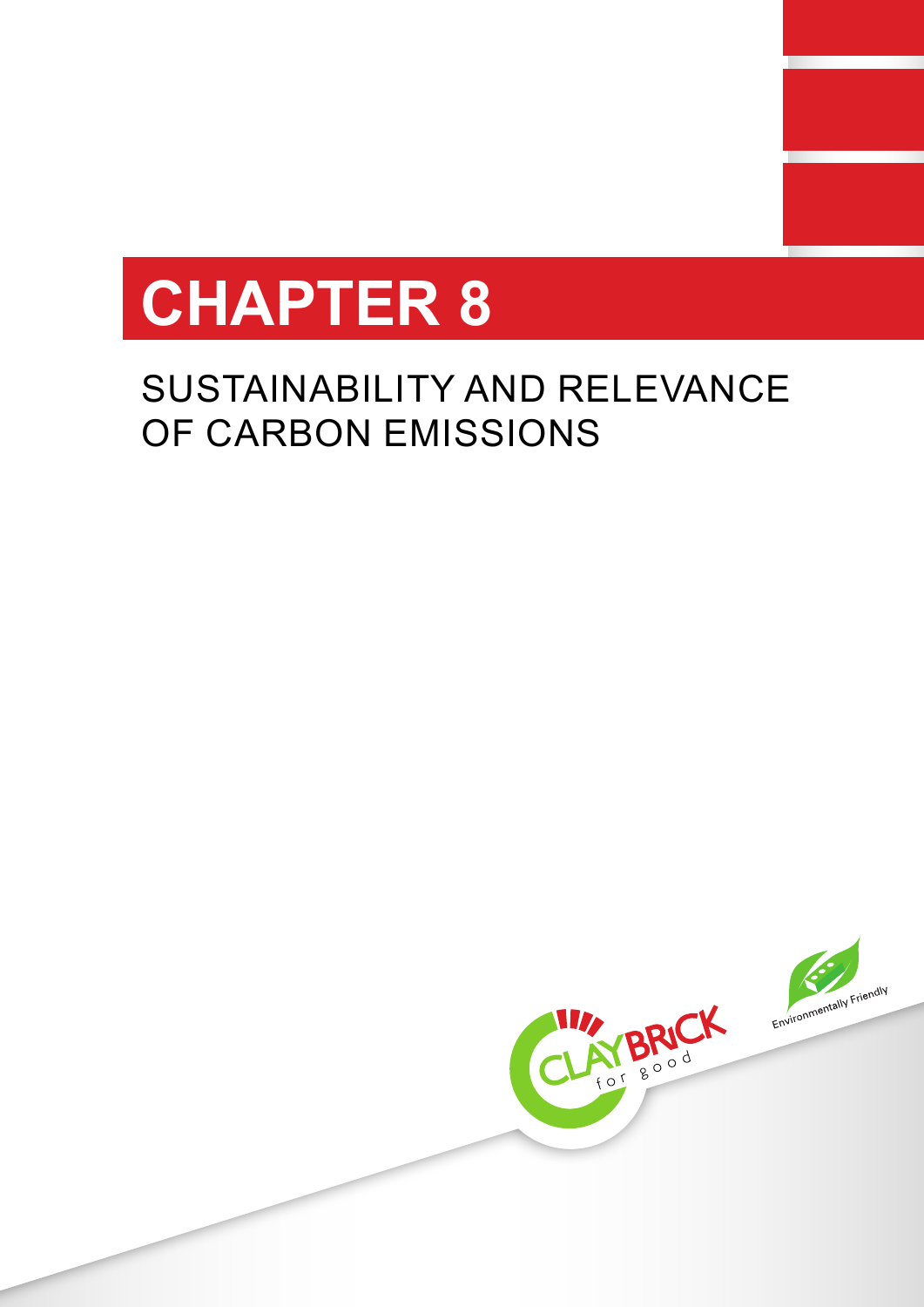# CHAPTER 8

## SUSTAINABILITY AND RELEVANCE OF CARBON EMISSIONS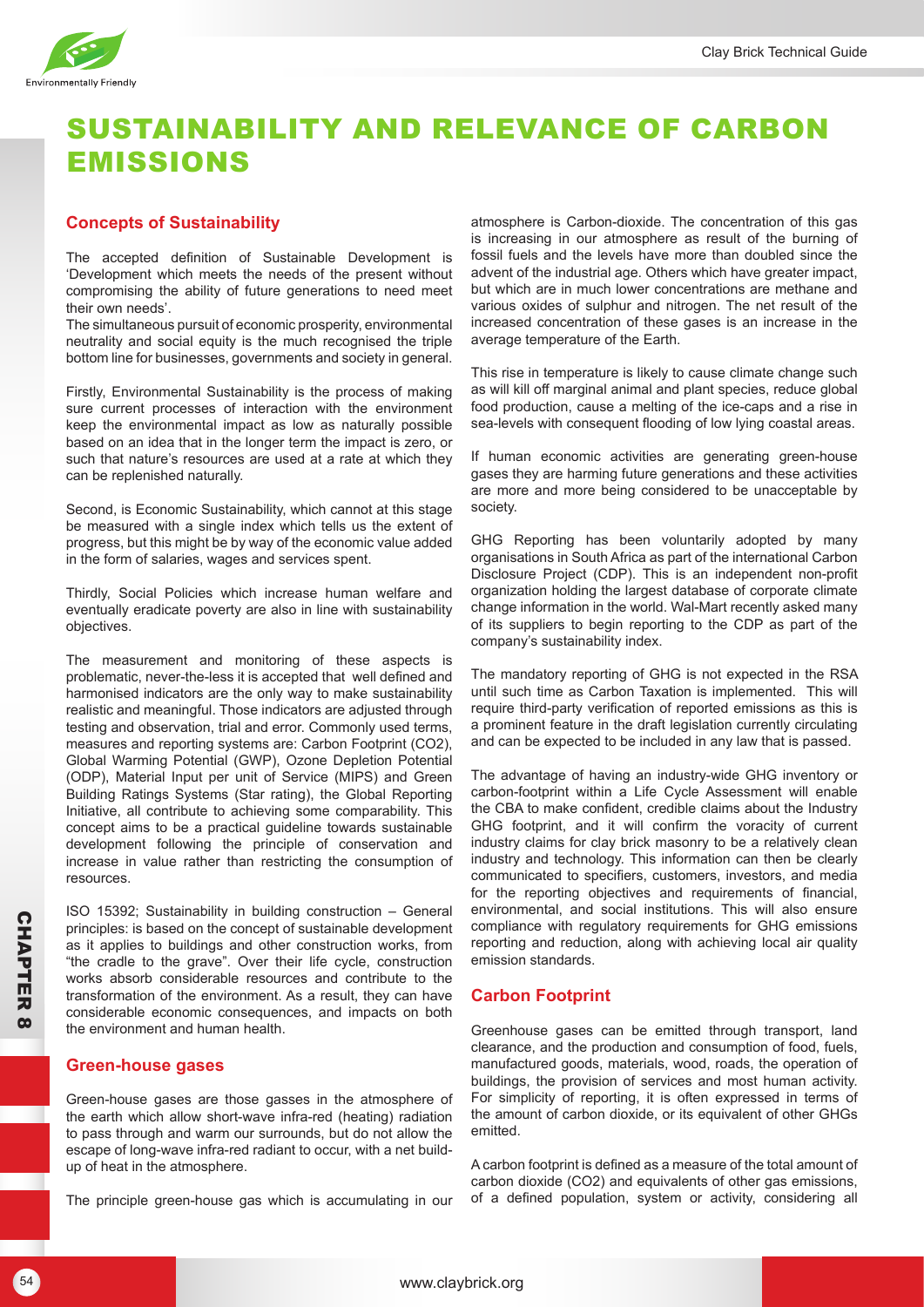# SUSTAINABILITY AND RELEVANCE OF CARBON EMISSIONS

## Concepts of Sustainability

The accepted definition of Sustainable Development is 'Development which meets the needs of the present without compromising the ability of future generations to need meet their own needs'.

The simultaneous pursuit of economic prosperity, environmental neutrality and social equity is the much recognised the triple bottom line for businesses, governments and society in general.

Firstly, Environmental Sustainability is the process of making sure current processes of interaction with the environment keep the environmental impact as low as naturally possible based on an idea that in the longer term the impact is zero, or such that nature's resources are used at a rate at which they can be replenished naturally.

Second, is Economic Sustainability, which cannot at this stage be measured with a single index which tells us the extent of progress, but this might be by way of the economic value added in the form of salaries, wages and services spent.

Thirdly, Social Policies which increase human welfare and eventually eradicate poverty are also in line with sustainability objectives.

The measurement and monitoring of these aspects is problematic, never-the-less it is accepted that well defined and harmonised indicators are the only way to make sustainability realistic and meaningful. Those indicators are adjusted through testing and observation, trial and error. Commonly used terms, measures and reporting systems are: Carbon Footprint ($CO_2$), Global Warming Potential (GWP), Ozone Depletion Potential (ODP), Material Input per unit of Service (MIPS) and Green Building Ratings Systems (Star rating), the Global Reporting Initiative, all contribute to achieving some comparability. This concept aims to be a practical guideline towards sustainable development following the principle of conservation and increase in value rather than restricting the consumption of resources.

ISO 15392; Sustainability in building construction – General principles: is based on the concept of sustainable development as it applies to buildings and other construction works, from "the cradle to the grave". Over their life cycle, construction works absorb considerable resources and contribute to the transformation of the environment. As a result, they can have considerable economic consequences, and impacts on both the environment and human health.

## Green-house gases

Green-house gases are those gasses in the atmosphere of the earth which allow short-wave infra-red (heating) radiation to pass through and warm our surrounds, but do not allow the escape of long-wave infra-red radiant to occur, with a net build-up of heat in the atmosphere.

The principle green-house gas which is accumulating in our atmosphere is Carbon-dioxide. The concentration of this gas is increasing in our atmosphere as result of the burning of fossil fuels and the levels have more than doubled since the advent of the industrial age. Others which have greater impact, but which are in much lower concentrations are methane and various oxides of sulphur and nitrogen. The net result of the increased concentration of these gases is an increase in the average temperature of the Earth.

This rise in temperature is likely to cause climate change such as will kill off marginal animal and plant species, reduce global food production, cause a melting of the ice-caps and a rise in sea-levels with consequent flooding of low lying coastal areas.

If human economic activities are generating green-house gases they are harming future generations and these activities are more and more being considered to be unacceptable by society.

GHG Reporting has been voluntarily adopted by many organisations in South Africa as part of the international Carbon Disclosure Project (CDP). This is an independent non-profit organization holding the largest database of corporate climate change information in the world. Wal-Mart recently asked many of its suppliers to begin reporting to the CDP as part of the company's sustainability index.

The mandatory reporting of GHG is not expected in the RSA until such time as Carbon Taxation is implemented. This will require third-party verification of reported emissions as this is a prominent feature in the draft legislation currently circulating and can be expected to be included in any law that is passed.

The advantage of having an industry-wide GHG inventory or carbon-footprint within a Life Cycle Assessment will enable the CBA to make confident, credible claims about the Industry GHG footprint, and it will confirm the voracity of current industry claims for clay brick masonry to be a relatively clean industry and technology. This information can then be clearly communicated to specifiers, customers, investors, and media for the reporting objectives and requirements of financial, environmental, and social institutions. This will also ensure compliance with regulatory requirements for GHG emissions reporting and reduction, along with achieving local air quality emission standards.

## Carbon Footprint

Greenhouse gases can be emitted through transport, land clearance, and the production and consumption of food, fuels, manufactured goods, materials, wood, roads, the operation of buildings, the provision of services and most human activity. For simplicity of reporting, it is often expressed in terms of the amount of carbon dioxide, or its equivalent of other GHGs emitted.

A carbon footprint is defined as a measure of the total amount of carbon dioxide ($CO_2$) and equivalents of other gas emissions, of a defined population, system or activity, considering all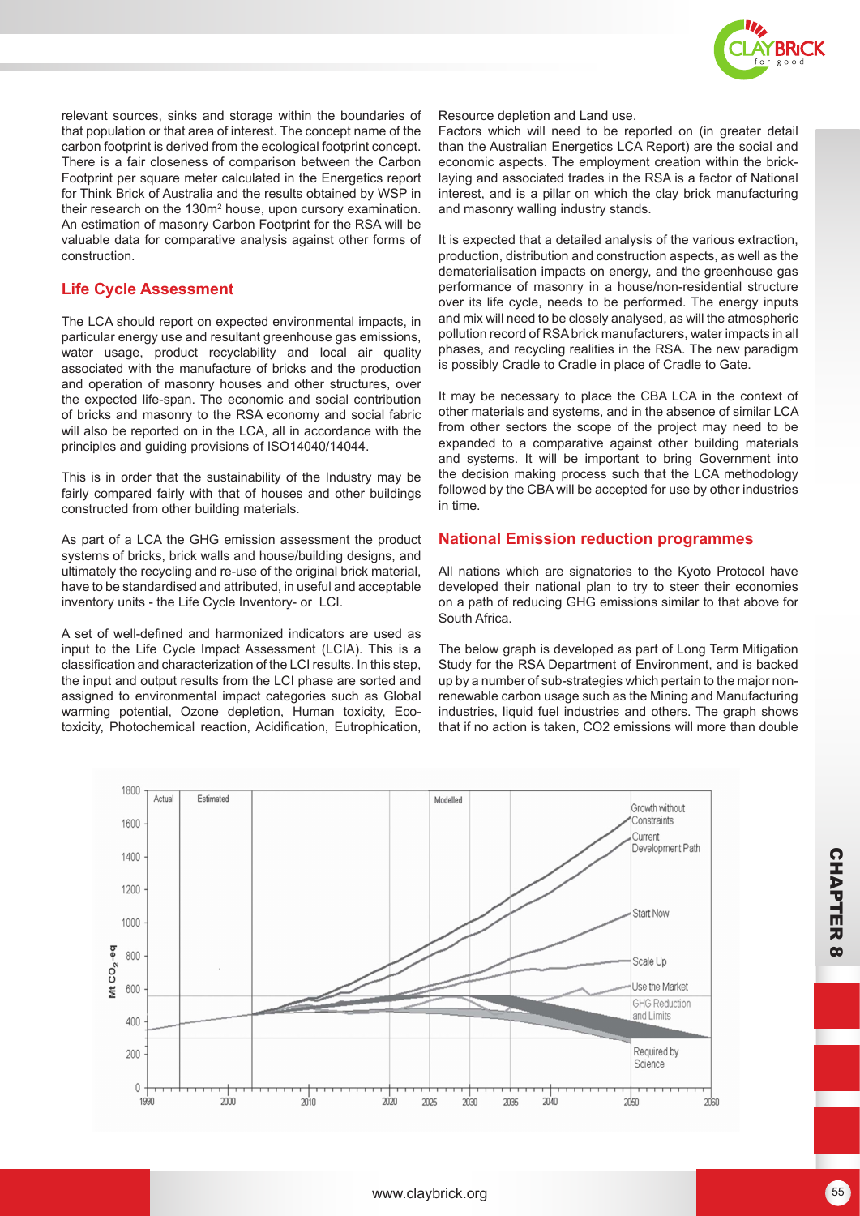relevant sources, sinks and storage within the boundaries of that population or that area of interest. The concept name of the carbon footprint is derived from the ecological footprint concept. There is a fair closeness of comparison between the Carbon Footprint per square meter calculated in the Energetics report for Think Brick of Australia and the results obtained by WSP in their research on the 130m$^2$ house, upon cursory examination. An estimation of masonry Carbon Footprint for the RSA will be valuable data for comparative analysis against other forms of construction.

## Life Cycle Assessment

The LCA should report on expected environmental impacts, in particular energy use and resultant greenhouse gas emissions, water usage, product recyclability and local air quality associated with the manufacture of bricks and the production and operation of masonry houses and other structures, over the expected life-span. The economic and social contribution of bricks and masonry to the RSA economy and social fabric will also be reported on in the LCA, all in accordance with the principles and guiding provisions of ISO14040/14044.

This is in order that the sustainability of the Industry may be fairly compared fairly with that of houses and other buildings constructed from other building materials.

As part of a LCA the GHG emission assessment the product systems of bricks, brick walls and house/building designs, and ultimately the recycling and re-use of the original brick material, have to be standardised and attributed, in useful and acceptable inventory units - the Life Cycle Inventory- or LCI.

A set of well-defined and harmonized indicators are used as input to the Life Cycle Impact Assessment (LCIA). This is a classification and characterization of the LCI results. In this step, the input and output results from the LCI phase are sorted and assigned to environmental impact categories such as Global warming potential, Ozone depletion, Human toxicity, Eco-toxicity, Photochemical reaction, Acidification, Eutrophication, Resource depletion and Land use.

Factors which will need to be reported on (in greater detail than the Australian Energetics LCA Report) are the social and economic aspects. The employment creation within the brick-laying and associated trades in the RSA is a factor of National interest, and is a pillar on which the clay brick manufacturing and masonry walling industry stands.

It is expected that a detailed analysis of the various extraction, production, distribution and construction aspects, as well as the dematerialisation impacts on energy, and the greenhouse gas performance of masonry in a house/non-residential structure over its life cycle, needs to be performed. The energy inputs and mix will need to be closely analysed, as will the atmospheric pollution record of RSA brick manufacturers, water impacts in all phases, and recycling realities in the RSA. The new paradigm is possibly Cradle to Cradle in place of Cradle to Gate.

It may be necessary to place the CBA LCA in the context of other materials and systems, and in the absence of similar LCA from other sectors the scope of the project may need to be expanded to a comparative against other building materials and systems. It will be important to bring Government into the decision making process such that the LCA methodology followed by the CBA will be accepted for use by other industries in time.

## National Emission reduction programmes

All nations which are signatories to the Kyoto Protocol have developed their national plan to try to steer their economies on a path of reducing GHG emissions similar to that above for South Africa.

The below graph is developed as part of Long Term Mitigation Study for the RSA Department of Environment, and is backed up by a number of sub-strategies which pertain to the major non-renewable carbon usage such as the Mining and Manufacturing industries, liquid fuel industries and others. The graph shows that if no action is taken, CO2 emissions will more than double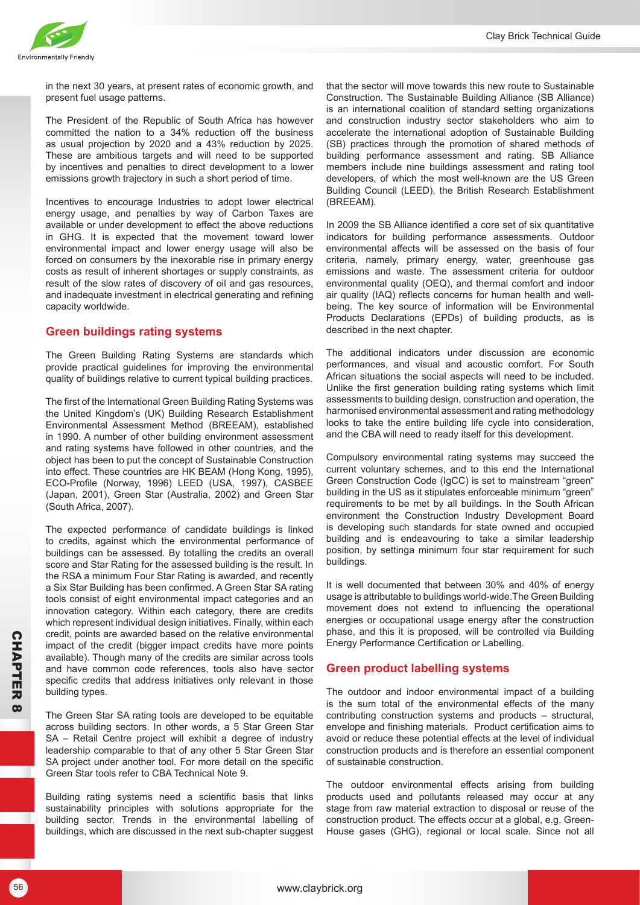in the next 30 years, at present rates of economic growth, and present fuel usage patterns.

The President of the Republic of South Africa has however committed the nation to a 34% reduction off the business as usual projection by 2020 and a 43% reduction by 2025. These are ambitious targets and will need to be supported by incentives and penalties to direct development to a lower emissions growth trajectory in such a short period of time.

Incentives to encourage Industries to adopt lower electrical energy usage, and penalties by way of Carbon Taxes are available or under development to effect the above reductions in GHG. It is expected that the movement toward lower environmental impact and lower energy usage will also be forced on consumers by the inexorable rise in primary energy costs as result of inherent shortages or supply constraints, as result of the slow rates of discovery of oil and gas resources, and inadequate investment in electrical generating and refining capacity worldwide.

## Green buildings rating systems

The Green Building Rating Systems are standards which provide practical guidelines for improving the environmental quality of buildings relative to current typical building practices.

The first of the International Green Building Rating Systems was the United Kingdom's (UK) Building Research Establishment Environmental Assessment Method (BREEAM), established in 1990. A number of other building environment assessment and rating systems have followed in other countries, and the object has been to put the concept of Sustainable Construction into effect. These countries are HK BEAM (Hong Kong, 1995), ECO-Profile (Norway, 1996) LEED (USA, 1997), CASBEE (Japan, 2001), Green Star (Australia, 2002) and Green Star (South Africa, 2007).

The expected performance of candidate buildings is linked to credits, against which the environmental performance of buildings can be assessed. By totalling the credits an overall score and Star Rating for the assessed building is the result. In the RSA a minimum Four Star Rating is awarded, and recently a Six Star Building has been confirmed. A Green Star SA rating tools consist of eight environmental impact categories and an innovation category. Within each category, there are credits which represent individual design initiatives. Finally, within each credit, points are awarded based on the relative environmental impact of the credit (bigger impact credits have more points available). Though many of the credits are similar across tools and have common code references, tools also have sector specific credits that address initiatives only relevant in those building types.

The Green Star SA rating tools are developed to be equitable across building sectors. In other words, a 5 Star Green Star SA – Retail Centre project will exhibit a degree of industry leadership comparable to that of any other 5 Star Green Star SA project under another tool. For more detail on the specific Green Star tools refer to CBA Technical Note 9.

Building rating systems need a scientific basis that links sustainability principles with solutions appropriate for the building sector. Trends in the environmental labelling of buildings, which are discussed in the next sub-chapter suggest that the sector will move towards this new route to Sustainable Construction. The Sustainable Building Alliance (SB Alliance) is an international coalition of standard setting organizations and construction industry sector stakeholders who aim to accelerate the international adoption of Sustainable Building (SB) practices through the promotion of shared methods of building performance assessment and rating. SB Alliance members include nine buildings assessment and rating tool developers, of which the most well-known are the US Green Building Council (LEED), the British Research Establishment (BREEAM).

In 2009 the SB Alliance identified a core set of six quantitative indicators for building performance assessments. Outdoor environmental affects will be assessed on the basis of four criteria, namely, primary energy, water, greenhouse gas emissions and waste. The assessment criteria for outdoor environmental quality (OEQ), and thermal comfort and indoor air quality (IAQ) reflects concerns for human health and well-being. The key source of information will be Environmental Products Declarations (EPDs) of building products, as is described in the next chapter.

The additional indicators under discussion are economic performances, and visual and acoustic comfort. For South African situations the social aspects will need to be included. Unlike the first generation building rating systems which limit assessments to building design, construction and operation, the harmonised environmental assessment and rating methodology looks to take the entire building life cycle into consideration, and the CBA will need to ready itself for this development.

Compulsory environmental rating systems may succeed the current voluntary schemes, and to this end the International Green Construction Code (IgCC) is set to mainstream "green" building in the US as it stipulates enforceable minimum "green" requirements to be met by all buildings. In the South African environment the Construction Industry Development Board is developing such standards for state owned and occupied building and is endeavouring to take a similar leadership position, by settinga minimum four star requirement for such buildings.

It is well documented that between 30% and 40% of energy usage is attributable to buildings world-wide.The Green Building movement does not extend to influencing the operational energies or occupational usage energy after the construction phase, and this it is proposed, will be controlled via Building Energy Performance Certification or Labelling.

## Green product labelling systems

The outdoor and indoor environmental impact of a building is the sum total of the environmental effects of the many contributing construction systems and products – structural, envelope and finishing materials. Product certification aims to avoid or reduce these potential effects at the level of individual construction products and is therefore an essential component of sustainable construction.

The outdoor environmental effects arising from building products used and pollutants released may occur at any stage from raw material extraction to disposal or reuse of the construction product. The effects occur at a global, e.g. Green-House gases (GHG), regional or local scale. Since not all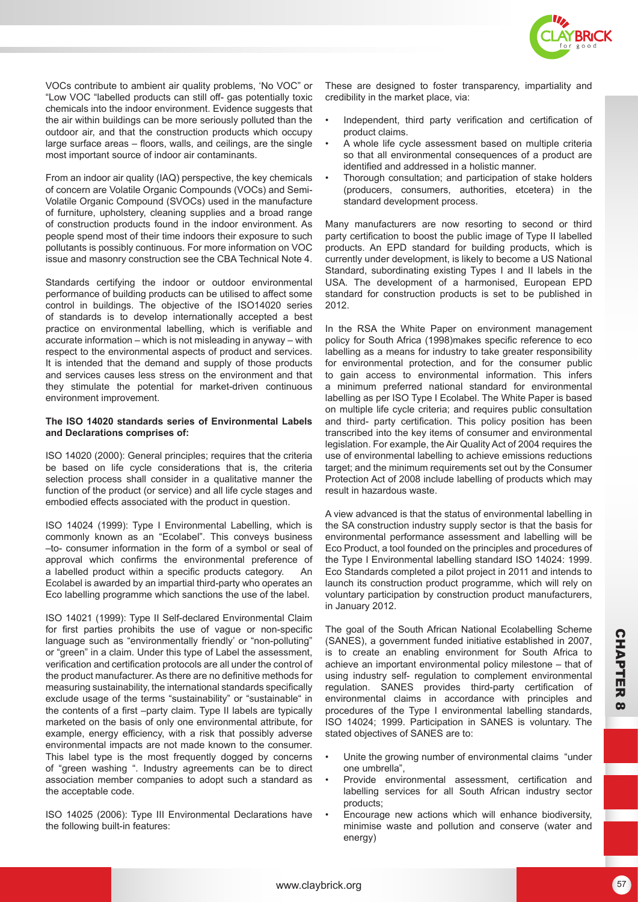VOCs contribute to ambient air quality problems, 'No VOC" or "Low VOC "labelled products can still off- gas potentially toxic chemicals into the indoor environment. Evidence suggests that the air within buildings can be more seriously polluted than the outdoor air, and that the construction products which occupy large surface areas – floors, walls, and ceilings, are the single most important source of indoor air contaminants.

From an indoor air quality (IAQ) perspective, the key chemicals of concern are Volatile Organic Compounds (VOCs) and Semi-Volatile Organic Compound (SVOCs) used in the manufacture of furniture, upholstery, cleaning supplies and a broad range of construction products found in the indoor environment. As people spend most of their time indoors their exposure to such pollutants is possibly continuous. For more information on VOC issue and masonry construction see the CBA Technical Note 4.

Standards certifying the indoor or outdoor environmental performance of building products can be utilised to affect some control in buildings. The objective of the ISO14020 series of standards is to develop internationally accepted a best practice on environmental labelling, which is verifiable and accurate information – which is not misleading in anyway – with respect to the environmental aspects of product and services. It is intended that the demand and supply of those products and services causes less stress on the environment and that they stimulate the potential for market-driven continuous environment improvement.

**The ISO 14020 standards series of Environmental Labels and Declarations comprises of:**

ISO 14020 (2000): General principles; requires that the criteria be based on life cycle considerations that is, the criteria selection process shall consider in a qualitative manner the function of the product (or service) and all life cycle stages and embodied effects associated with the product in question.

ISO 14024 (1999): Type I Environmental Labelling, which is commonly known as an "Ecolabel". This conveys business –to- consumer information in the form of a symbol or seal of approval which confirms the environmental preference of a labelled product within a specific products category. An Ecolabel is awarded by an impartial third-party who operates an Eco labelling programme which sanctions the use of the label.

ISO 14021 (1999): Type II Self-declared Environmental Claim for first parties prohibits the use of vague or non-specific language such as "environmentally friendly' or "non-polluting" or "green" in a claim. Under this type of Label the assessment, verification and certification protocols are all under the control of the product manufacturer. As there are no definitive methods for measuring sustainability, the international standards specifically exclude usage of the terms "sustainability" or "sustainable" in the contents of a first –party claim. Type II labels are typically marketed on the basis of only one environmental attribute, for example, energy efficiency, with a risk that possibly adverse environmental impacts are not made known to the consumer. This label type is the most frequently dogged by concerns of "green washing ". Industry agreements can be to direct association member companies to adopt such a standard as the acceptable code.

ISO 14025 (2006): Type III Environmental Declarations have the following built-in features:

These are designed to foster transparency, impartiality and credibility in the market place, via:

- Independent, third party verification and certification of product claims.
- A whole life cycle assessment based on multiple criteria so that all environmental consequences of a product are identified and addressed in a holistic manner.
- Thorough consultation; and participation of stake holders (producers, consumers, authorities, etcetera) in the standard development process.

Many manufacturers are now resorting to second or third party certification to boost the public image of Type II labelled products. An EPD standard for building products, which is currently under development, is likely to become a US National Standard, subordinating existing Types I and II labels in the USA. The development of a harmonised, European EPD standard for construction products is set to be published in 2012.

In the RSA the White Paper on environment management policy for South Africa (1998)makes specific reference to eco labelling as a means for industry to take greater responsibility for environmental protection, and for the consumer public to gain access to environmental information. This infers a minimum preferred national standard for environmental labelling as per ISO Type I Ecolabel. The White Paper is based on multiple life cycle criteria; and requires public consultation and third- party certification. This policy position has been transcribed into the key items of consumer and environmental legislation. For example, the Air Quality Act of 2004 requires the use of environmental labelling to achieve emissions reductions target; and the minimum requirements set out by the Consumer Protection Act of 2008 include labelling of products which may result in hazardous waste.

A view advanced is that the status of environmental labelling in the SA construction industry supply sector is that the basis for environmental performance assessment and labelling will be Eco Product, a tool founded on the principles and procedures of the Type I Environmental labelling standard ISO 14024: 1999. Eco Standards completed a pilot project in 2011 and intends to launch its construction product programme, which will rely on voluntary participation by construction product manufacturers, in January 2012.

The goal of the South African National Ecolabelling Scheme (SANES), a government funded initiative established in 2007, is to create an enabling environment for South Africa to achieve an important environmental policy milestone – that of using industry self- regulation to complement environmental regulation. SANES provides third-party certification of environmental claims in accordance with principles and procedures of the Type I environmental labelling standards, ISO 14024; 1999. Participation in SANES is voluntary. The stated objectives of SANES are to:

- Unite the growing number of environmental claims "under one umbrella",
- Provide environmental assessment, certification and labelling services for all South African industry sector products;
- Encourage new actions which will enhance biodiversity, minimise waste and pollution and conserve (water and energy)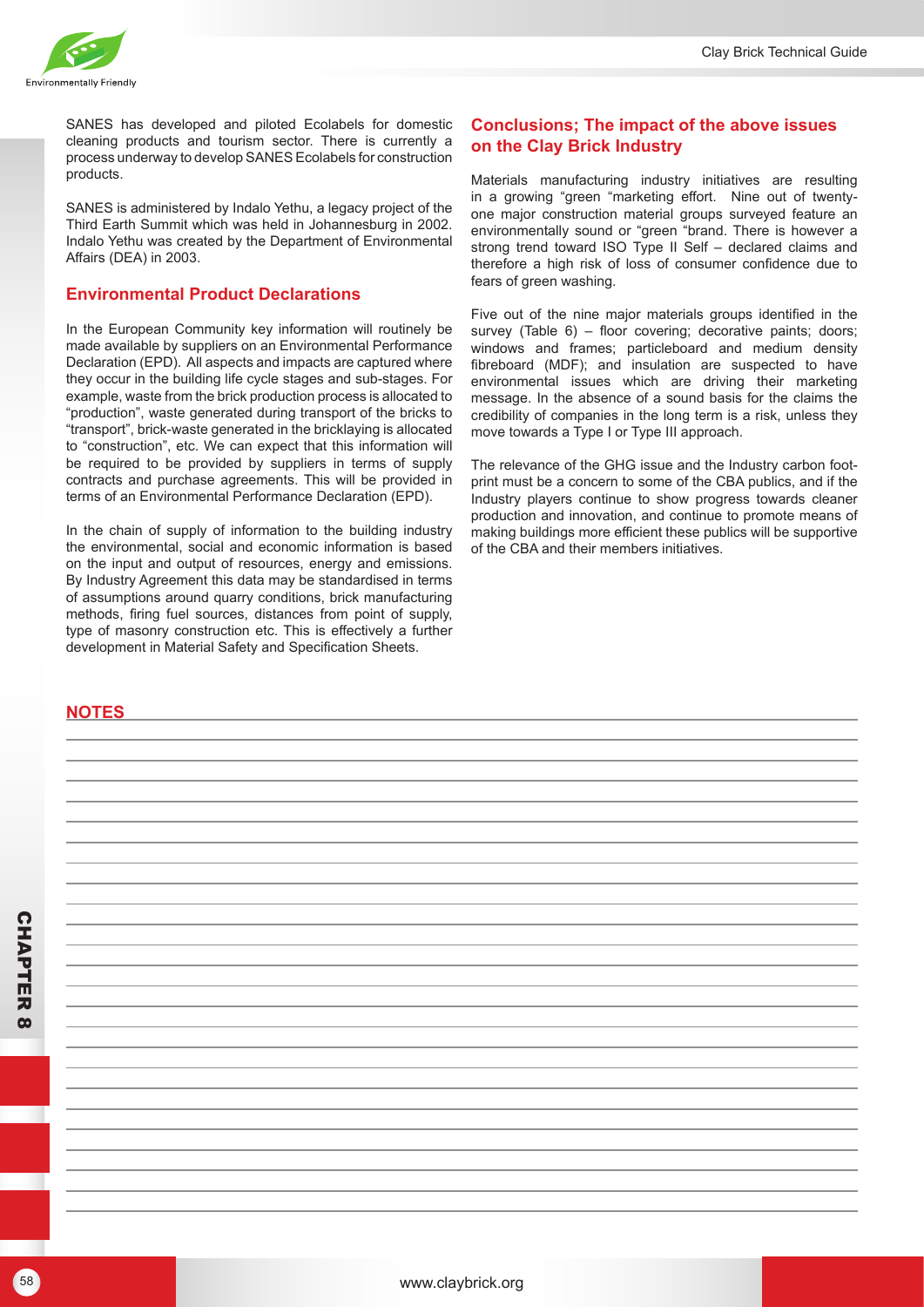SANES has developed and piloted Ecolabels for domestic cleaning products and tourism sector. There is currently a process underway to develop SANES Ecolabels for construction products.

SANES is administered by Indalo Yethu, a legacy project of the Third Earth Summit which was held in Johannesburg in 2002. Indalo Yethu was created by the Department of Environmental Affairs (DEA) in 2003.

## Environmental Product Declarations

In the European Community key information will routinely be made available by suppliers on an Environmental Performance Declaration (EPD). All aspects and impacts are captured where they occur in the building life cycle stages and sub-stages. For example, waste from the brick production process is allocated to "production", waste generated during transport of the bricks to "transport", brick-waste generated in the bricklaying is allocated to "construction", etc. We can expect that this information will be required to be provided by suppliers in terms of supply contracts and purchase agreements. This will be provided in terms of an Environmental Performance Declaration (EPD).

In the chain of supply of information to the building industry the environmental, social and economic information is based on the input and output of resources, energy and emissions. By Industry Agreement this data may be standardised in terms of assumptions around quarry conditions, brick manufacturing methods, firing fuel sources, distances from point of supply, type of masonry construction etc. This is effectively a further development in Material Safety and Specification Sheets.

## Conclusions; The impact of the above issues on the Clay Brick Industry

Materials manufacturing industry initiatives are resulting in a growing "green "marketing effort. Nine out of twenty-one major construction material groups surveyed feature an environmentally sound or "green "brand. There is however a strong trend toward ISO Type II Self – declared claims and therefore a high risk of loss of consumer confidence due to fears of green washing.

Five out of the nine major materials groups identified in the survey (Table 6) – floor covering; decorative paints; doors; windows and frames; particleboard and medium density fibreboard (MDF); and insulation are suspected to have environmental issues which are driving their marketing message. In the absence of a sound basis for the claims the credibility of companies in the long term is a risk, unless they move towards a Type I or Type III approach.

The relevance of the GHG issue and the Industry carbon foot-print must be a concern to some of the CBA publics, and if the Industry players continue to show progress towards cleaner production and innovation, and continue to promote means of making buildings more efficient these publics will be supportive of the CBA and their members initiatives.

## NOTES